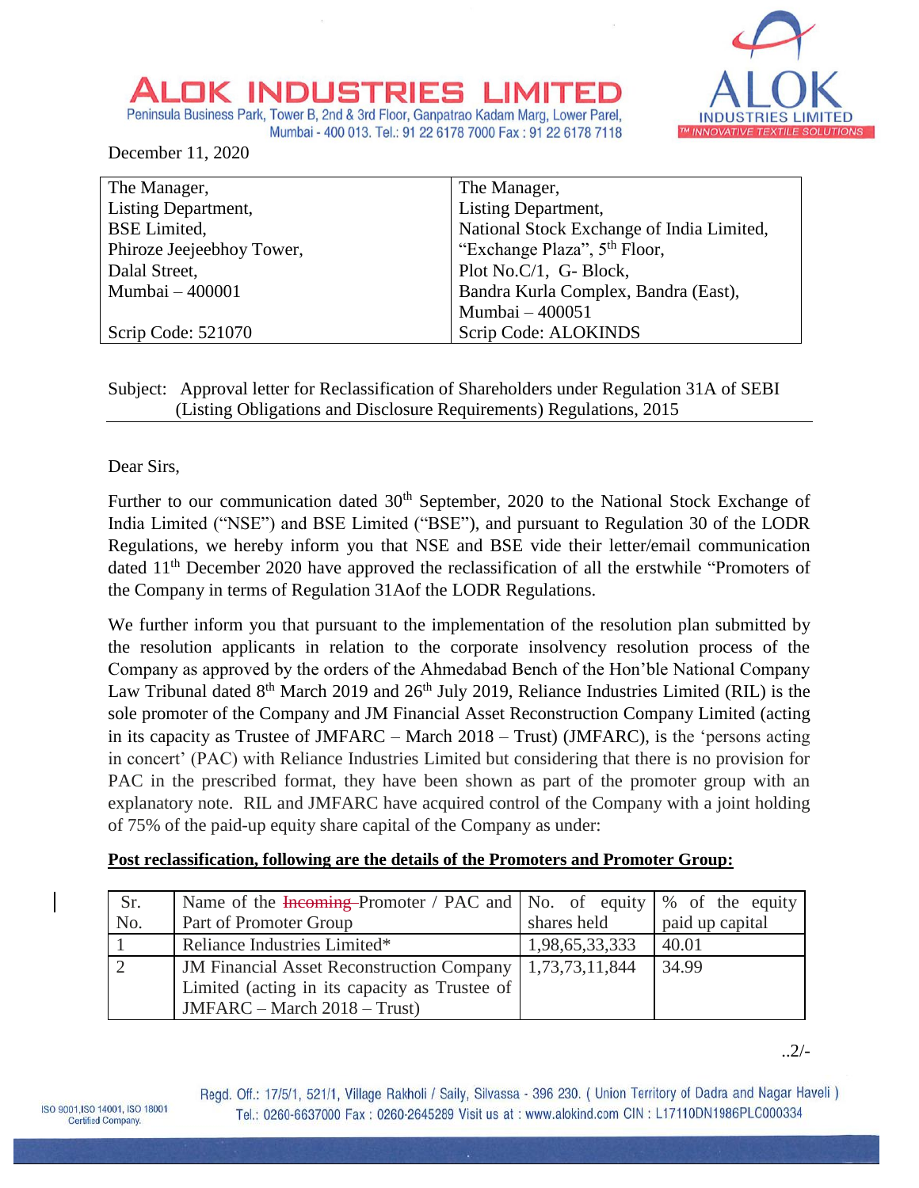# ALOK INDUSTRIES LIMITED

Peninsula Business Park, Tower B, 2nd & 3rd Floor, Ganpatrao Kadam Marg, Lower Parel, Mumbai - 400 013. Tel.: 91 22 6178 7000 Fax : 91 22 6178 7118

ALOK INDUSTRIES LIMITED
TM INNOVATIVE TEXTILE SOLUTIONS

December 11, 2020

| The Manager, | The Manager, |
|---|---|
| Listing Department, | Listing Department, |
| BSE Limited, | National Stock Exchange of India Limited, |
| Phiroze Jeejeebhoy Tower, | "Exchange Plaza", 5th Floor, |
| Dalal Street, | Plot No.C/1, G- Block, |
| Mumbai – 400001 | Bandra Kurla Complex, Bandra (East), |
| | Mumbai – 400051 |
| Scrip Code: 521070 | Scrip Code: ALOKINDS |

Subject: Approval letter for Reclassification of Shareholders under Regulation 31A of SEBI (Listing Obligations and Disclosure Requirements) Regulations, 2015

Dear Sirs,

Further to our communication dated 30th September, 2020 to the National Stock Exchange of India Limited ("NSE") and BSE Limited ("BSE"), and pursuant to Regulation 30 of the LODR Regulations, we hereby inform you that NSE and BSE vide their letter/email communication dated 11th December 2020 have approved the reclassification of all the erstwhile "Promoters of the Company in terms of Regulation 31Aof the LODR Regulations.

We further inform you that pursuant to the implementation of the resolution plan submitted by the resolution applicants in relation to the corporate insolvency resolution process of the Company as approved by the orders of the Ahmedabad Bench of the Hon'ble National Company Law Tribunal dated 8th March 2019 and 26th July 2019, Reliance Industries Limited (RIL) is the sole promoter of the Company and JM Financial Asset Reconstruction Company Limited (acting in its capacity as Trustee of JMFARC – March 2018 – Trust) (JMFARC), is the 'persons acting in concert' (PAC) with Reliance Industries Limited but considering that there is no provision for PAC in the prescribed format, they have been shown as part of the promoter group with an explanatory note. RIL and JMFARC have acquired control of the Company with a joint holding of 75% of the paid-up equity share capital of the Company as under:

**Post reclassification, following are the details of the Promoters and Promoter Group:**

| Sr. No. | Name of the ~~Incoming~~ Promoter / PAC and Part of Promoter Group | No. of equity shares held | % of the equity paid up capital |
|---|---|---|---|
| 1 | Reliance Industries Limited* | 1,98,65,33,333 | 40.01 |
| 2 | JM Financial Asset Reconstruction Company Limited (acting in its capacity as Trustee of JMFARC – March 2018 – Trust) | 1,73,73,11,844 | 34.99 |

..2/-

Regd. Off.: 17/5/1, 521/1, Village Rakholi / Saily, Silvassa - 396 230. ( Union Territory of Dadra and Nagar Haveli ) Tel.: 0260-6637000 Fax : 0260-2645289 Visit us at : www.alokind.com CIN : L17110DN1986PLC000334

ISO 9001,ISO 14001, ISO 18001 Certified Company.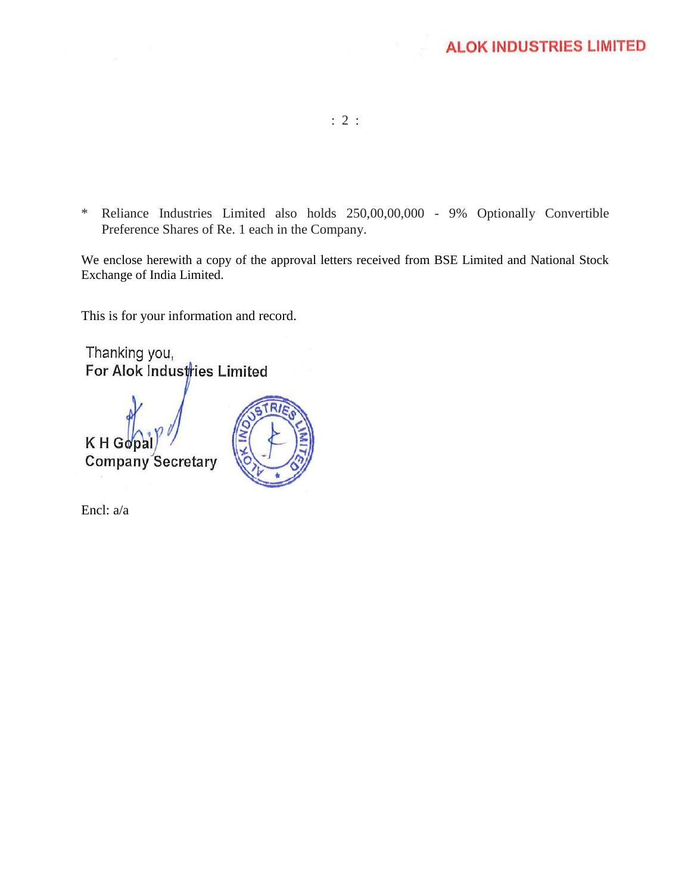\* Reliance Industries Limited also holds 250,00,00,000 - 9% Optionally Convertible Preference Shares of Re. 1 each in the Company.

We enclose herewith a copy of the approval letters received from BSE Limited and National Stock Exchange of India Limited.

This is for your information and record.

Thanking you,
For Alok Industries Limited

K H Gopal
Company Secretary

Encl: a/a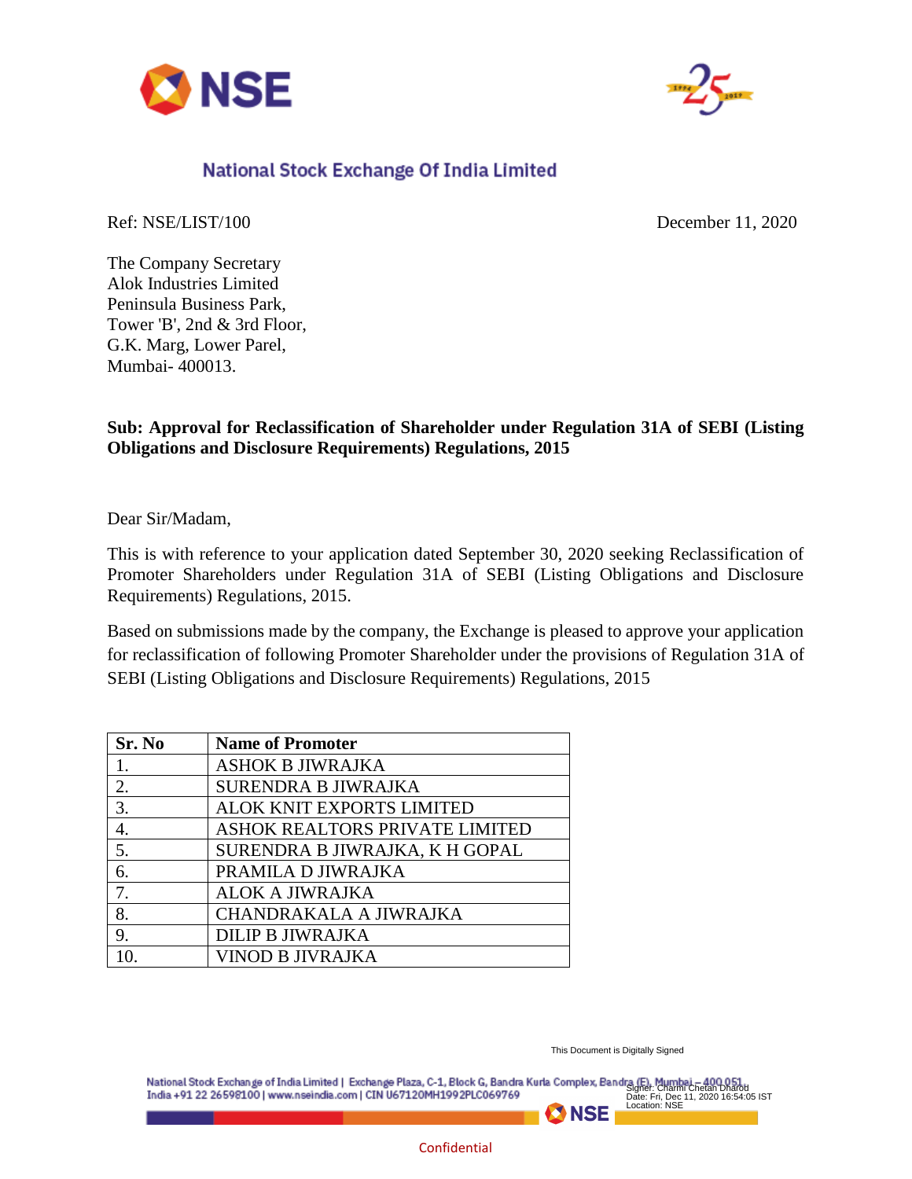## National Stock Exchange Of India Limited

Ref: NSE/LIST/100

December 11, 2020

The Company Secretary
Alok Industries Limited
Peninsula Business Park,
Tower 'B', 2nd & 3rd Floor,
G.K. Marg, Lower Parel,
Mumbai- 400013.

**Sub: Approval for Reclassification of Shareholder under Regulation 31A of SEBI (Listing Obligations and Disclosure Requirements) Regulations, 2015**

Dear Sir/Madam,

This is with reference to your application dated September 30, 2020 seeking Reclassification of Promoter Shareholders under Regulation 31A of SEBI (Listing Obligations and Disclosure Requirements) Regulations, 2015.

Based on submissions made by the company, the Exchange is pleased to approve your application for reclassification of following Promoter Shareholder under the provisions of Regulation 31A of SEBI (Listing Obligations and Disclosure Requirements) Regulations, 2015

| Sr. No | Name of Promoter |
|---|---|
| 1. | ASHOK B JIWRAJKA |
| 2. | SURENDRA B JIWRAJKA |
| 3. | ALOK KNIT EXPORTS LIMITED |
| 4. | ASHOK REALTORS PRIVATE LIMITED |
| 5. | SURENDRA B JIWRAJKA, K H GOPAL |
| 6. | PRAMILA D JIWRAJKA |
| 7. | ALOK A JIWRAJKA |
| 8. | CHANDRAKALA A JIWRAJKA |
| 9. | DILIP B JIWRAJKA |
| 10. | VINOD B JIVRAJKA |

This Document is Digitally Signed

Signer: Charmi Chetan Dharod
Date: Fri, Dec 11, 2020 16:54:05 IST
Location: NSE

National Stock Exchange of India Limited | Exchange Plaza, C-1, Block G, Bandra Kurla Complex, Bandra (E), Mumbai – 400 051, India +91 22 26598100 | www.nseindia.com | CIN U67120MH1992PLC069769

Confidential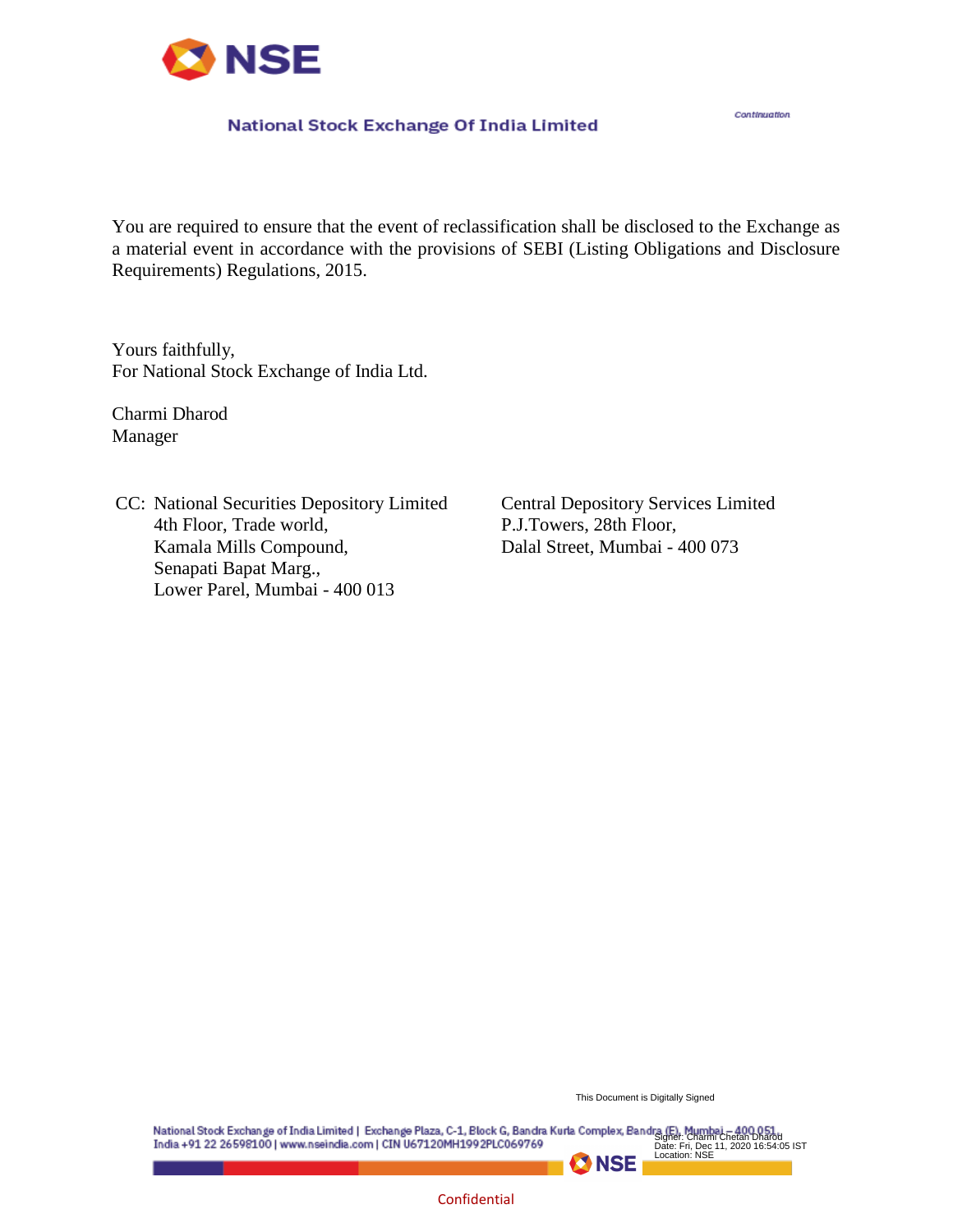You are required to ensure that the event of reclassification shall be disclosed to the Exchange as a material event in accordance with the provisions of SEBI (Listing Obligations and Disclosure Requirements) Regulations, 2015.

Yours faithfully,
For National Stock Exchange of India Ltd.

Charmi Dharod
Manager

CC: National Securities Depository Limited
4th Floor, Trade world,
Kamala Mills Compound,
Senapati Bapat Marg.,
Lower Parel, Mumbai - 400 013

Central Depository Services Limited
P.J.Towers, 28th Floor,
Dalal Street, Mumbai - 400 073

This Document is Digitally Signed

Signer: Charmi Chetan Dharod
Date: Fri, Dec 11, 2020 16:54:05 IST
Location: NSE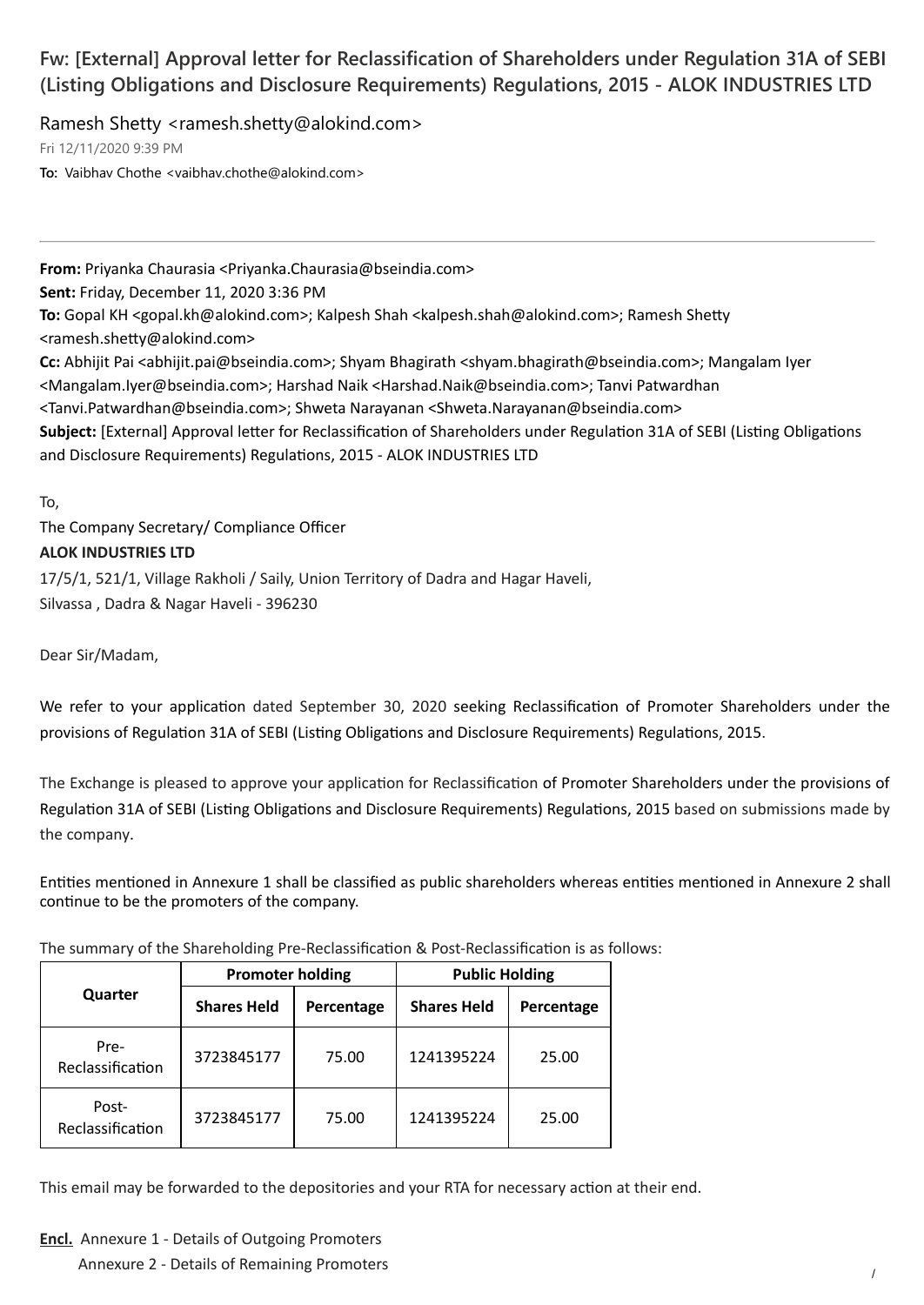# Fw: [External] Approval letter for Reclassification of Shareholders under Regulation 31A of SEBI (Listing Obligations and Disclosure Requirements) Regulations, 2015 - ALOK INDUSTRIES LTD

Ramesh Shetty <ramesh.shetty@alokind.com>

Fri 12/11/2020 9:39 PM

**To:** Vaibhav Chothe <vaibhav.chothe@alokind.com>

---

**From:** Priyanka Chaurasia <Priyanka.Chaurasia@bseindia.com>
**Sent:** Friday, December 11, 2020 3:36 PM
**To:** Gopal KH <gopal.kh@alokind.com>; Kalpesh Shah <kalpesh.shah@alokind.com>; Ramesh Shetty <ramesh.shetty@alokind.com>
**Cc:** Abhijit Pai <abhijit.pai@bseindia.com>; Shyam Bhagirath <shyam.bhagirath@bseindia.com>; Mangalam Iyer <Mangalam.Iyer@bseindia.com>; Harshad Naik <Harshad.Naik@bseindia.com>; Tanvi Patwardhan <Tanvi.Patwardhan@bseindia.com>; Shweta Narayanan <Shweta.Narayanan@bseindia.com>
**Subject:** [External] Approval letter for Reclassification of Shareholders under Regulation 31A of SEBI (Listing Obligations and Disclosure Requirements) Regulations, 2015 - ALOK INDUSTRIES LTD

To,

The Company Secretary/ Compliance Officer

**ALOK INDUSTRIES LTD**

17/5/1, 521/1, Village Rakholi / Saily, Union Territory of Dadra and Hagar Haveli,
Silvassa , Dadra & Nagar Haveli - 396230

Dear Sir/Madam,

We refer to your application dated September 30, 2020 seeking Reclassification of Promoter Shareholders under the provisions of Regulation 31A of SEBI (Listing Obligations and Disclosure Requirements) Regulations, 2015.

The Exchange is pleased to approve your application for Reclassification of Promoter Shareholders under the provisions of Regulation 31A of SEBI (Listing Obligations and Disclosure Requirements) Regulations, 2015 based on submissions made by the company.

Entities mentioned in Annexure 1 shall be classified as public shareholders whereas entities mentioned in Annexure 2 shall continue to be the promoters of the company.

The summary of the Shareholding Pre-Reclassification & Post-Reclassification is as follows:

| Quarter | Promoter holding | | Public Holding | |
|---|---|---|---|---|
| | Shares Held | Percentage | Shares Held | Percentage |
| Pre-Reclassification | 3723845177 | 75.00 | 1241395224 | 25.00 |
| Post-Reclassification | 3723845177 | 75.00 | 1241395224 | 25.00 |

This email may be forwarded to the depositories and your RTA for necessary action at their end.

**Encl.** Annexure 1 - Details of Outgoing Promoters
Annexure 2 - Details of Remaining Promoters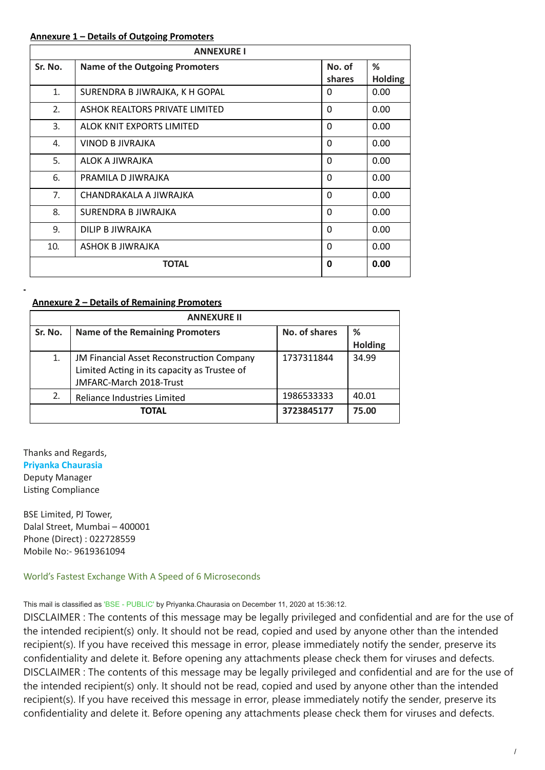**Annexure 1 – Details of Outgoing Promoters**

| ANNEXURE I | | | |
|---|---|---|---|
| **Sr. No.** | **Name of the Outgoing Promoters** | **No. of shares** | **% Holding** |
| 1. | SURENDRA B JIWRAJKA, K H GOPAL | 0 | 0.00 |
| 2. | ASHOK REALTORS PRIVATE LIMITED | 0 | 0.00 |
| 3. | ALOK KNIT EXPORTS LIMITED | 0 | 0.00 |
| 4. | VINOD B JIVRAJKA | 0 | 0.00 |
| 5. | ALOK A JIWRAJKA | 0 | 0.00 |
| 6. | PRAMILA D JIWRAJKA | 0 | 0.00 |
| 7. | CHANDRAKALA A JIWRAJKA | 0 | 0.00 |
| 8. | SURENDRA B JIWRAJKA | 0 | 0.00 |
| 9. | DILIP B JIWRAJKA | 0 | 0.00 |
| 10. | ASHOK B JIWRAJKA | 0 | 0.00 |
| **TOTAL** | | **0** | **0.00** |

**Annexure 2 – Details of Remaining Promoters**

| ANNEXURE II | | | |
|---|---|---|---|
| **Sr. No.** | **Name of the Remaining Promoters** | **No. of shares** | **% Holding** |
| 1. | JM Financial Asset Reconstruction Company Limited Acting in its capacity as Trustee of JMFARC-March 2018-Trust | 1737311844 | 34.99 |
| 2. | Reliance Industries Limited | 1986533333 | 40.01 |
| **TOTAL** | | **3723845177** | **75.00** |

Thanks and Regards,
**Priyanka Chaurasia**
Deputy Manager
Listing Compliance

BSE Limited, PJ Tower,
Dalal Street, Mumbai – 400001
Phone (Direct) : 022728559
Mobile No:- 9619361094

World's Fastest Exchange With A Speed of 6 Microseconds

This mail is classified as 'BSE - PUBLIC' by Priyanka.Chaurasia on December 11, 2020 at 15:36:12.

DISCLAIMER : The contents of this message may be legally privileged and confidential and are for the use of the intended recipient(s) only. It should not be read, copied and used by anyone other than the intended recipient(s). If you have received this message in error, please immediately notify the sender, preserve its confidentiality and delete it. Before opening any attachments please check them for viruses and defects.

DISCLAIMER : The contents of this message may be legally privileged and confidential and are for the use of the intended recipient(s) only. It should not be read, copied and used by anyone other than the intended recipient(s). If you have received this message in error, please immediately notify the sender, preserve its confidentiality and delete it. Before opening any attachments please check them for viruses and defects.